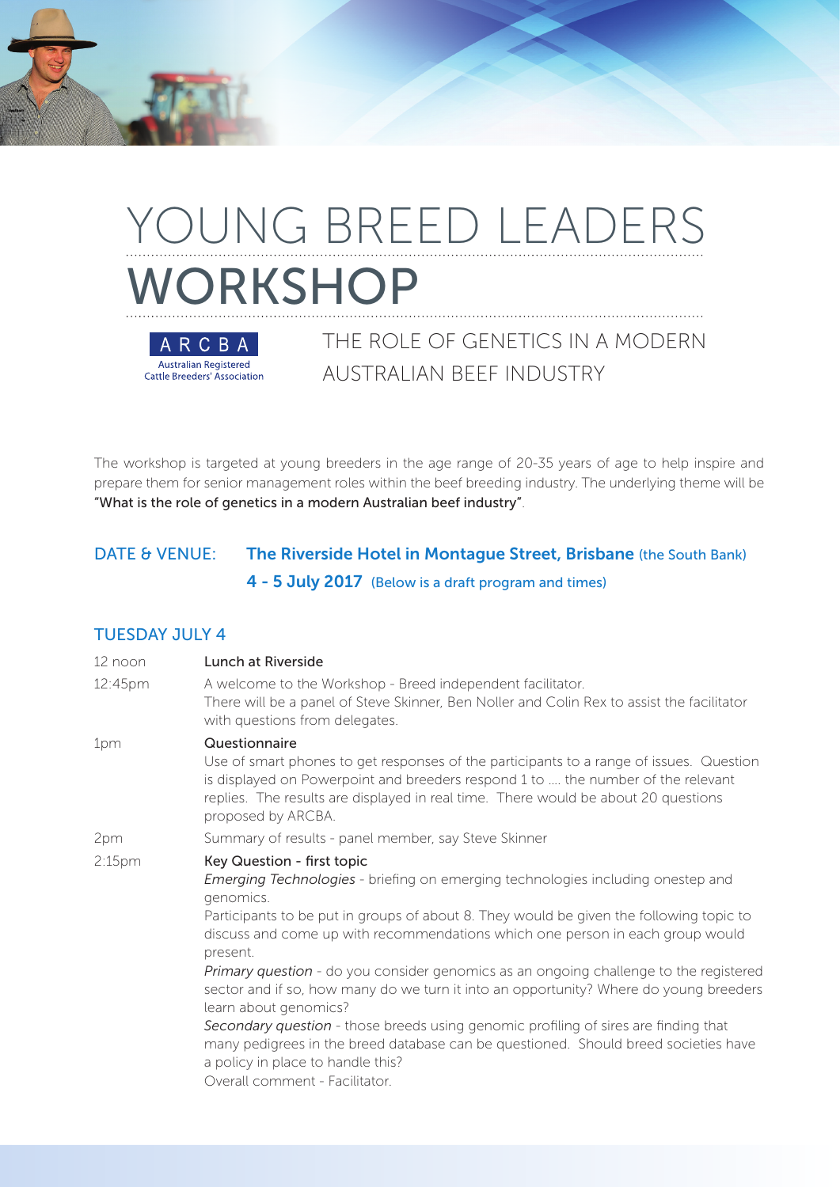# YOUNG BREED LEADERS WORKSHOP

ARCBA
Australian Registered Cattle Breeders' Association

## THE ROLE OF GENETICS IN A MODERN AUSTRALIAN BEEF INDUSTRY

The workshop is targeted at young breeders in the age range of 20-35 years of age to help inspire and prepare them for senior management roles within the beef breeding industry. The underlying theme will be "What is the role of genetics in a modern Australian beef industry".

**DATE & VENUE:** **The Riverside Hotel in Montague Street, Brisbane** (the South Bank)
**4 - 5 July 2017** (Below is a draft program and times)

## TUESDAY JULY 4

| | |
|---|---|
| 12 noon | **Lunch at Riverside** |
| 12:45pm | A welcome to the Workshop - Breed independent facilitator. There will be a panel of Steve Skinner, Ben Noller and Colin Rex to assist the facilitator with questions from delegates. |
| 1pm | **Questionnaire** Use of smart phones to get responses of the participants to a range of issues. Question is displayed on Powerpoint and breeders respond 1 to .... the number of the relevant replies. The results are displayed in real time. There would be about 20 questions proposed by ARCBA. |
| 2pm | Summary of results - panel member, say Steve Skinner |
| 2:15pm | **Key Question - first topic** *Emerging Technologies* - briefing on emerging technologies including onestep and genomics. Participants to be put in groups of about 8. They would be given the following topic to discuss and come up with recommendations which one person in each group would present. *Primary question* - do you consider genomics as an ongoing challenge to the registered sector and if so, how many do we turn it into an opportunity? Where do young breeders learn about genomics? *Secondary question* - those breeds using genomic profiling of sires are finding that many pedigrees in the breed database can be questioned. Should breed societies have a policy in place to handle this? Overall comment - Facilitator. |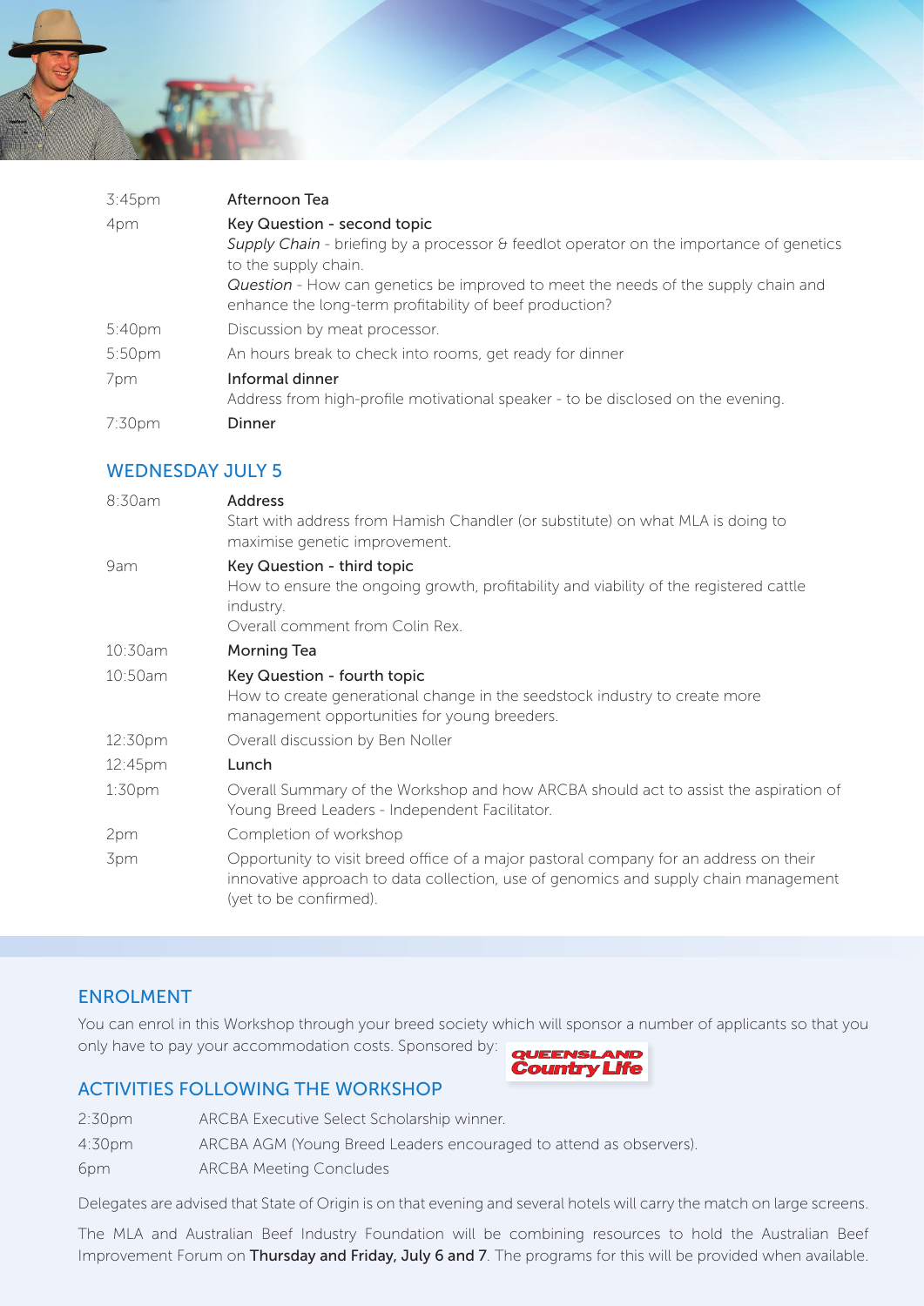| | |
|---|---|
| 3:45pm | **Afternoon Tea** |
| 4pm | **Key Question - second topic**<br>*Supply Chain* - briefing by a processor & feedlot operator on the importance of genetics to the supply chain.<br>*Question* - How can genetics be improved to meet the needs of the supply chain and enhance the long-term profitability of beef production? |
| 5:40pm | Discussion by meat processor. |
| 5:50pm | An hours break to check into rooms, get ready for dinner |
| 7pm | **Informal dinner**<br>Address from high-profile motivational speaker - to be disclosed on the evening. |
| 7:30pm | **Dinner** |

## WEDNESDAY JULY 5

| | |
|---|---|
| 8:30am | **Address**<br>Start with address from Hamish Chandler (or substitute) on what MLA is doing to maximise genetic improvement. |
| 9am | **Key Question - third topic**<br>How to ensure the ongoing growth, profitability and viability of the registered cattle industry.<br>Overall comment from Colin Rex. |
| 10:30am | **Morning Tea** |
| 10:50am | **Key Question - fourth topic**<br>How to create generational change in the seedstock industry to create more management opportunities for young breeders. |
| 12:30pm | Overall discussion by Ben Noller |
| 12:45pm | **Lunch** |
| 1:30pm | Overall Summary of the Workshop and how ARCBA should act to assist the aspiration of Young Breed Leaders - Independent Facilitator. |
| 2pm | Completion of workshop |
| 3pm | Opportunity to visit breed office of a major pastoral company for an address on their innovative approach to data collection, use of genomics and supply chain management (yet to be confirmed). |

## ENROLMENT

You can enrol in this Workshop through your breed society which will sponsor a number of applicants so that you only have to pay your accommodation costs. Sponsored by: QUEENSLAND Country Life

## ACTIVITIES FOLLOWING THE WORKSHOP

| | |
|---|---|
| 2:30pm | ARCBA Executive Select Scholarship winner. |
| 4:30pm | ARCBA AGM (Young Breed Leaders encouraged to attend as observers). |
| 6pm | ARCBA Meeting Concludes |

Delegates are advised that State of Origin is on that evening and several hotels will carry the match on large screens.

The MLA and Australian Beef Industry Foundation will be combining resources to hold the Australian Beef Improvement Forum on **Thursday and Friday, July 6 and 7**. The programs for this will be provided when available.